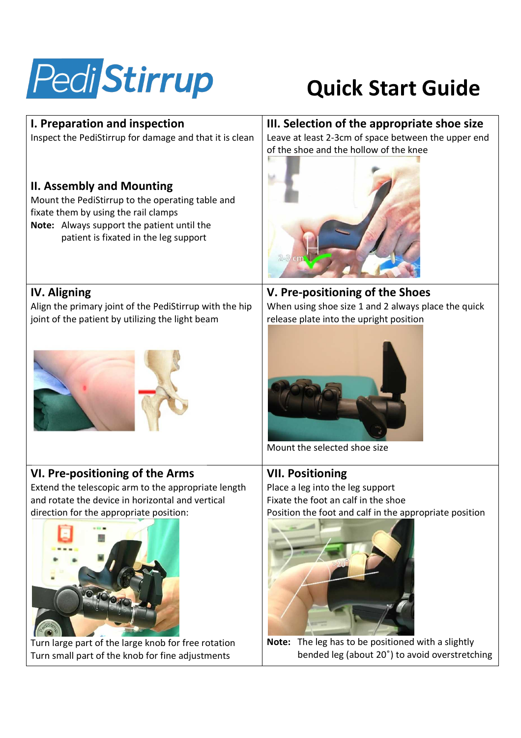# PediStirrup

# Quick Start Guide

## I. Preparation and inspection

Inspect the PediStirrup for damage and that it is clean

## II. Assembly and Mounting

Mount the PediStirrup to the operating table and fixate them by using the rail clamps

**Note:** Always support the patient until the patient is fixated in the leg support

## III. Selection of the appropriate shoe size

Leave at least 2-3cm of space between the upper end of the shoe and the hollow of the knee

## IV. Aligning

Align the primary joint of the PediStirrup with the hip joint of the patient by utilizing the light beam

## V. Pre-positioning of the Shoes

When using shoe size 1 and 2 always place the quick release plate into the upright position

Mount the selected shoe size

## VI. Pre-positioning of the Arms

Extend the telescopic arm to the appropriate length and rotate the device in horizontal and vertical direction for the appropriate position:

Turn large part of the large knob for free rotation

Turn small part of the knob for fine adjustments

## VII. Positioning

Place a leg into the leg support

Fixate the foot an calf in the shoe

Position the foot and calf in the appropriate position

**Note:** The leg has to be positioned with a slightly bended leg (about 20˚) to avoid overstretching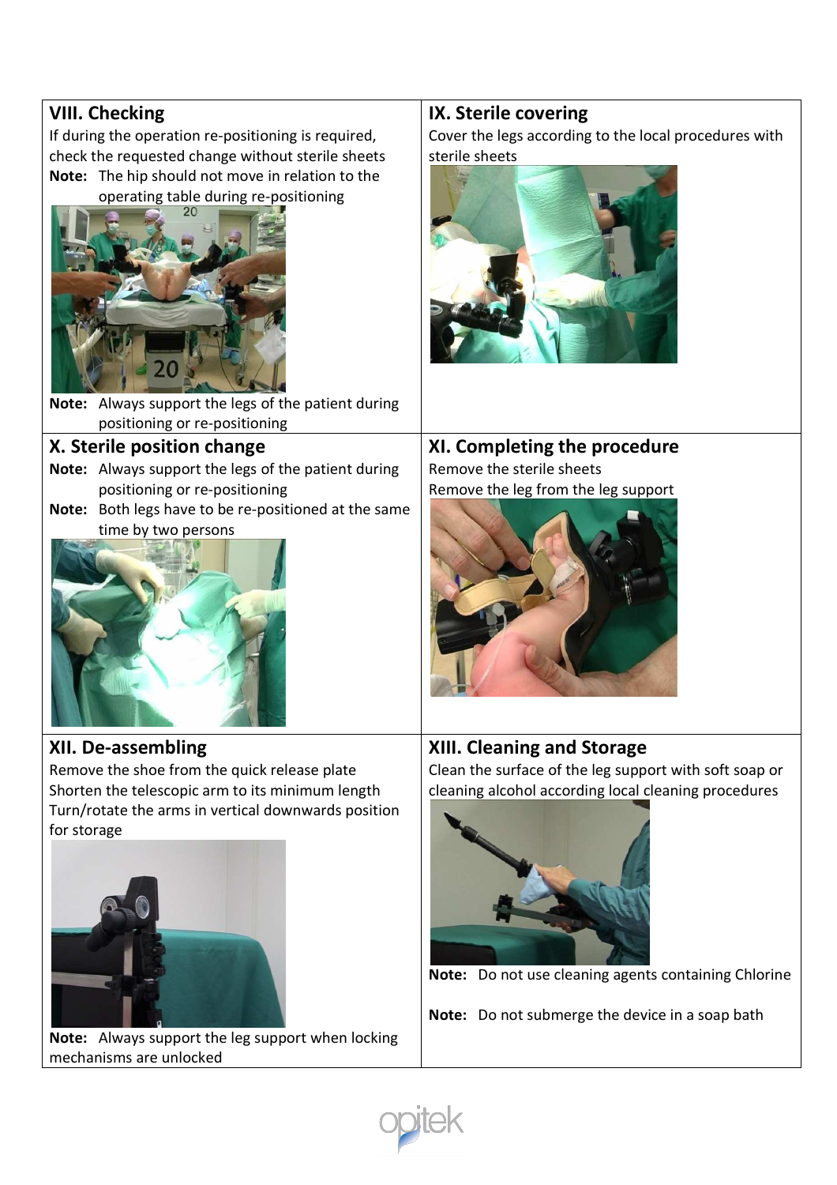## VIII. Checking

If during the operation re-positioning is required, check the requested change without sterile sheets

**Note:** The hip should not move in relation to the operating table during re-positioning

**Note:** Always support the legs of the patient during positioning or re-positioning

## IX. Sterile covering

Cover the legs according to the local procedures with sterile sheets

## X. Sterile position change

**Note:** Always support the legs of the patient during positioning or re-positioning

**Note:** Both legs have to be re-positioned at the same time by two persons

## XI. Completing the procedure

Remove the sterile sheets

Remove the leg from the leg support

## XII. De-assembling

Remove the shoe from the quick release plate

Shorten the telescopic arm to its minimum length

Turn/rotate the arms in vertical downwards position for storage

**Note:** Always support the leg support when locking mechanisms are unlocked

## XIII. Cleaning and Storage

Clean the surface of the leg support with soft soap or cleaning alcohol according local cleaning procedures

**Note:** Do not use cleaning agents containing Chlorine

**Note:** Do not submerge the device in a soap bath